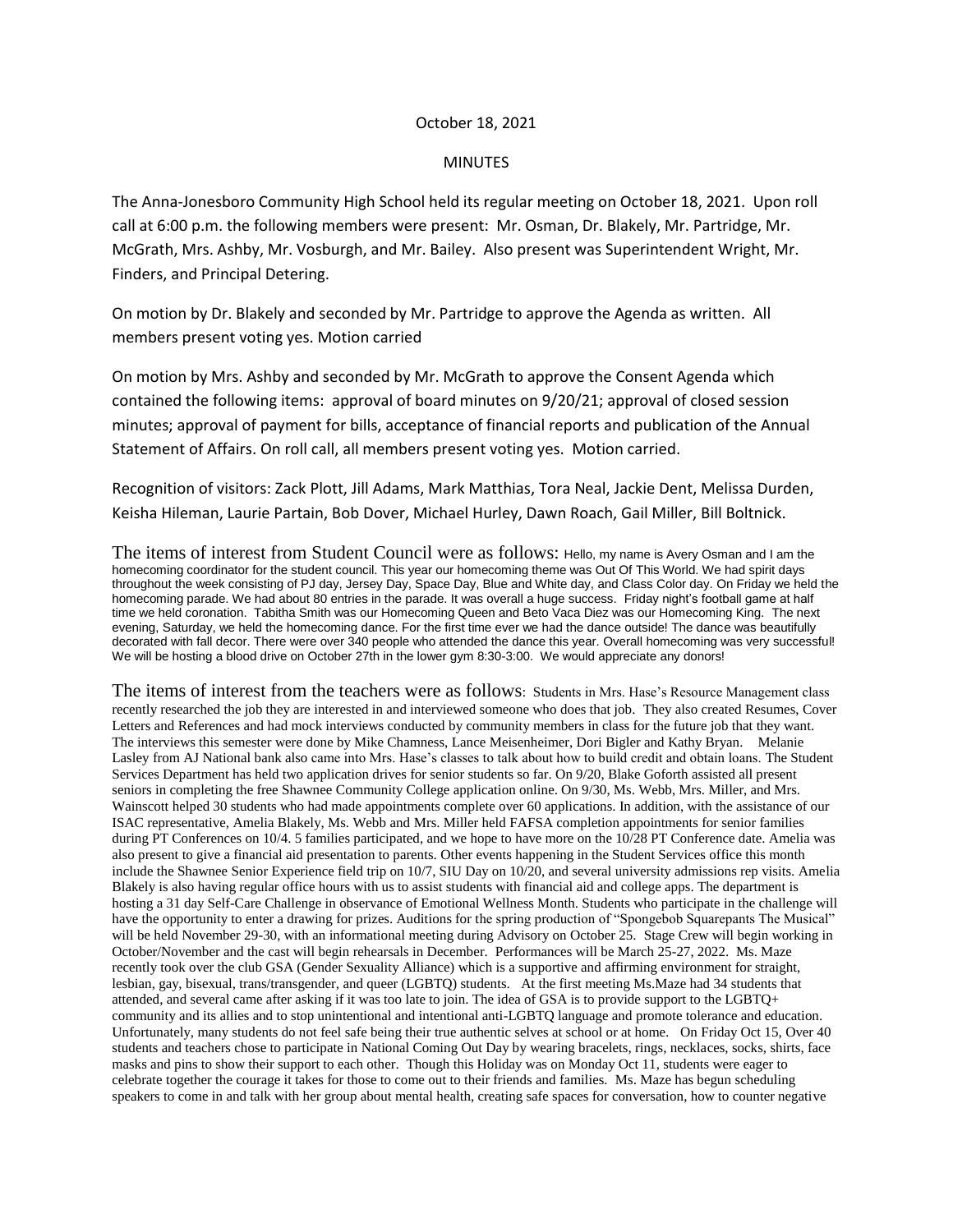October 18, 2021

MINUTES

The Anna-Jonesboro Community High School held its regular meeting on October 18, 2021. Upon roll call at 6:00 p.m. the following members were present: Mr. Osman, Dr. Blakely, Mr. Partridge, Mr. McGrath, Mrs. Ashby, Mr. Vosburgh, and Mr. Bailey. Also present was Superintendent Wright, Mr. Finders, and Principal Detering.

On motion by Dr. Blakely and seconded by Mr. Partridge to approve the Agenda as written. All members present voting yes. Motion carried

On motion by Mrs. Ashby and seconded by Mr. McGrath to approve the Consent Agenda which contained the following items: approval of board minutes on 9/20/21; approval of closed session minutes; approval of payment for bills, acceptance of financial reports and publication of the Annual Statement of Affairs. On roll call, all members present voting yes. Motion carried.

Recognition of visitors: Zack Plott, Jill Adams, Mark Matthias, Tora Neal, Jackie Dent, Melissa Durden, Keisha Hileman, Laurie Partain, Bob Dover, Michael Hurley, Dawn Roach, Gail Miller, Bill Boltnick.

The items of interest from Student Council were as follows: Hello, my name is Avery Osman and I am the homecoming coordinator for the student council. This year our homecoming theme was Out Of This World. We had spirit days throughout the week consisting of PJ day, Jersey Day, Space Day, Blue and White day, and Class Color day. On Friday we held the homecoming parade. We had about 80 entries in the parade. It was overall a huge success. Friday night's football game at half time we held coronation. Tabitha Smith was our Homecoming Queen and Beto Vaca Diez was our Homecoming King. The next evening, Saturday, we held the homecoming dance. For the first time ever we had the dance outside! The dance was beautifully decorated with fall decor. There were over 340 people who attended the dance this year. Overall homecoming was very successful! We will be hosting a blood drive on October 27th in the lower gym 8:30-3:00. We would appreciate any donors!

The items of interest from the teachers were as follows: Students in Mrs. Hase's Resource Management class recently researched the job they are interested in and interviewed someone who does that job. They also created Resumes, Cover Letters and References and had mock interviews conducted by community members in class for the future job that they want. The interviews this semester were done by Mike Chamness, Lance Meisenheimer, Dori Bigler and Kathy Bryan. Melanie Lasley from AJ National bank also came into Mrs. Hase's classes to talk about how to build credit and obtain loans. The Student Services Department has held two application drives for senior students so far. On 9/20, Blake Goforth assisted all present seniors in completing the free Shawnee Community College application online. On 9/30, Ms. Webb, Mrs. Miller, and Mrs. Wainscott helped 30 students who had made appointments complete over 60 applications. In addition, with the assistance of our ISAC representative, Amelia Blakely, Ms. Webb and Mrs. Miller held FAFSA completion appointments for senior families during PT Conferences on 10/4. 5 families participated, and we hope to have more on the 10/28 PT Conference date. Amelia was also present to give a financial aid presentation to parents. Other events happening in the Student Services office this month include the Shawnee Senior Experience field trip on 10/7, SIU Day on 10/20, and several university admissions rep visits. Amelia Blakely is also having regular office hours with us to assist students with financial aid and college apps. The department is hosting a 31 day Self-Care Challenge in observance of Emotional Wellness Month. Students who participate in the challenge will have the opportunity to enter a drawing for prizes. Auditions for the spring production of "Spongebob Squarepants The Musical" will be held November 29-30, with an informational meeting during Advisory on October 25. Stage Crew will begin working in October/November and the cast will begin rehearsals in December. Performances will be March 25-27, 2022. Ms. Maze recently took over the club GSA (Gender Sexuality Alliance) which is a supportive and affirming environment for straight, lesbian, gay, bisexual, trans/transgender, and queer (LGBTQ) students. At the first meeting Ms.Maze had 34 students that attended, and several came after asking if it was too late to join. The idea of GSA is to provide support to the LGBTQ+ community and its allies and to stop unintentional and intentional anti-LGBTQ language and promote tolerance and education. Unfortunately, many students do not feel safe being their true authentic selves at school or at home. On Friday Oct 15, Over 40 students and teachers chose to participate in National Coming Out Day by wearing bracelets, rings, necklaces, socks, shirts, face masks and pins to show their support to each other. Though this Holiday was on Monday Oct 11, students were eager to celebrate together the courage it takes for those to come out to their friends and families. Ms. Maze has begun scheduling speakers to come in and talk with her group about mental health, creating safe spaces for conversation, how to counter negative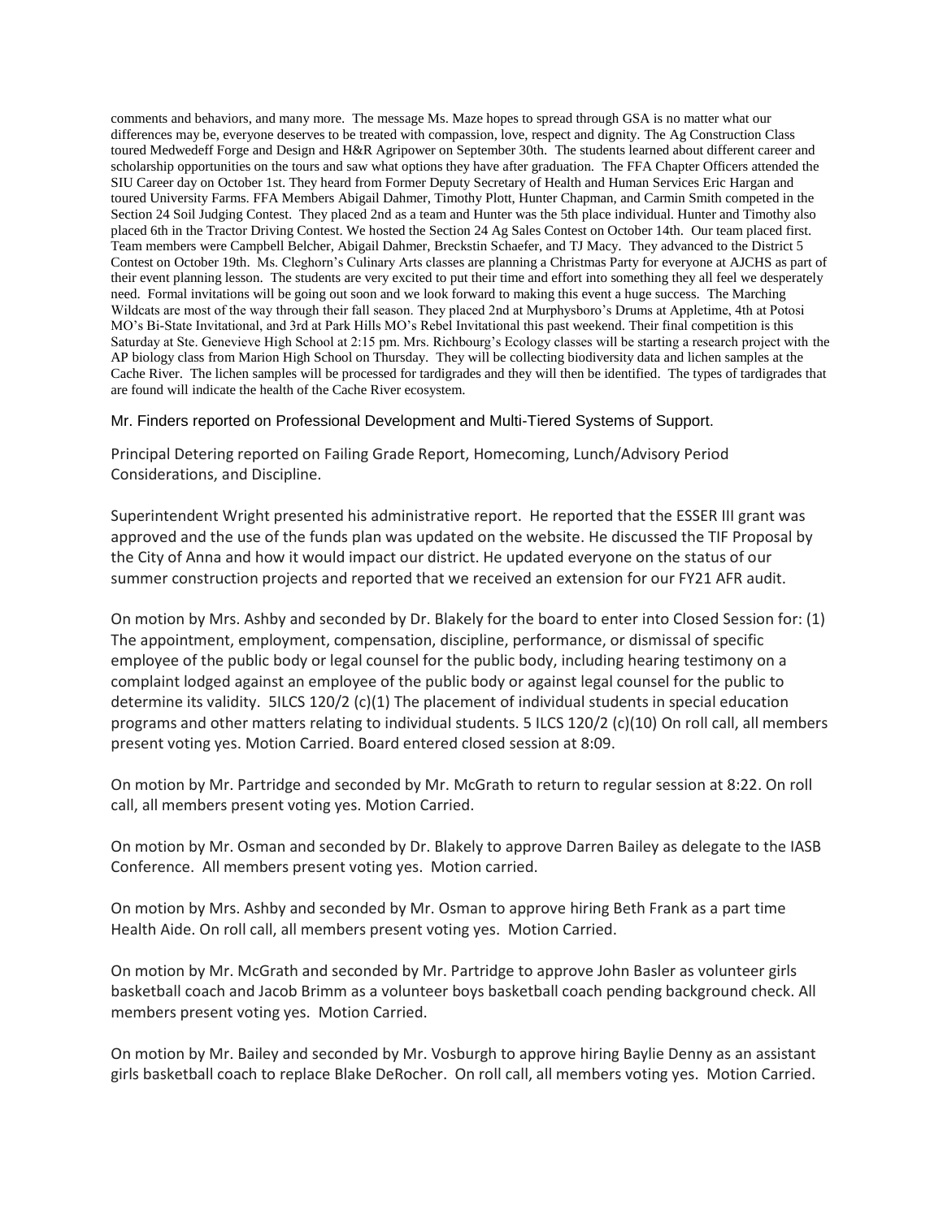comments and behaviors, and many more. The message Ms. Maze hopes to spread through GSA is no matter what our differences may be, everyone deserves to be treated with compassion, love, respect and dignity. The Ag Construction Class toured Medwedeff Forge and Design and H&R Agripower on September 30th. The students learned about different career and scholarship opportunities on the tours and saw what options they have after graduation. The FFA Chapter Officers attended the SIU Career day on October 1st. They heard from Former Deputy Secretary of Health and Human Services Eric Hargan and toured University Farms. FFA Members Abigail Dahmer, Timothy Plott, Hunter Chapman, and Carmin Smith competed in the Section 24 Soil Judging Contest. They placed 2nd as a team and Hunter was the 5th place individual. Hunter and Timothy also placed 6th in the Tractor Driving Contest. We hosted the Section 24 Ag Sales Contest on October 14th. Our team placed first. Team members were Campbell Belcher, Abigail Dahmer, Breckstin Schaefer, and TJ Macy. They advanced to the District 5 Contest on October 19th. Ms. Cleghorn's Culinary Arts classes are planning a Christmas Party for everyone at AJCHS as part of their event planning lesson. The students are very excited to put their time and effort into something they all feel we desperately need. Formal invitations will be going out soon and we look forward to making this event a huge success. The Marching Wildcats are most of the way through their fall season. They placed 2nd at Murphysboro's Drums at Appletime, 4th at Potosi MO's Bi-State Invitational, and 3rd at Park Hills MO's Rebel Invitational this past weekend. Their final competition is this Saturday at Ste. Genevieve High School at 2:15 pm. Mrs. Richbourg's Ecology classes will be starting a research project with the AP biology class from Marion High School on Thursday. They will be collecting biodiversity data and lichen samples at the Cache River. The lichen samples will be processed for tardigrades and they will then be identified. The types of tardigrades that are found will indicate the health of the Cache River ecosystem.

Mr. Finders reported on Professional Development and Multi-Tiered Systems of Support.

Principal Detering reported on Failing Grade Report, Homecoming, Lunch/Advisory Period Considerations, and Discipline.

Superintendent Wright presented his administrative report. He reported that the ESSER III grant was approved and the use of the funds plan was updated on the website. He discussed the TIF Proposal by the City of Anna and how it would impact our district. He updated everyone on the status of our summer construction projects and reported that we received an extension for our FY21 AFR audit.

On motion by Mrs. Ashby and seconded by Dr. Blakely for the board to enter into Closed Session for: (1) The appointment, employment, compensation, discipline, performance, or dismissal of specific employee of the public body or legal counsel for the public body, including hearing testimony on a complaint lodged against an employee of the public body or against legal counsel for the public to determine its validity. 5ILCS 120/2 (c)(1) The placement of individual students in special education programs and other matters relating to individual students. 5 ILCS 120/2 (c)(10) On roll call, all members present voting yes. Motion Carried. Board entered closed session at 8:09.

On motion by Mr. Partridge and seconded by Mr. McGrath to return to regular session at 8:22. On roll call, all members present voting yes. Motion Carried.

On motion by Mr. Osman and seconded by Dr. Blakely to approve Darren Bailey as delegate to the IASB Conference. All members present voting yes. Motion carried.

On motion by Mrs. Ashby and seconded by Mr. Osman to approve hiring Beth Frank as a part time Health Aide. On roll call, all members present voting yes. Motion Carried.

On motion by Mr. McGrath and seconded by Mr. Partridge to approve John Basler as volunteer girls basketball coach and Jacob Brimm as a volunteer boys basketball coach pending background check. All members present voting yes. Motion Carried.

On motion by Mr. Bailey and seconded by Mr. Vosburgh to approve hiring Baylie Denny as an assistant girls basketball coach to replace Blake DeRocher. On roll call, all members voting yes. Motion Carried.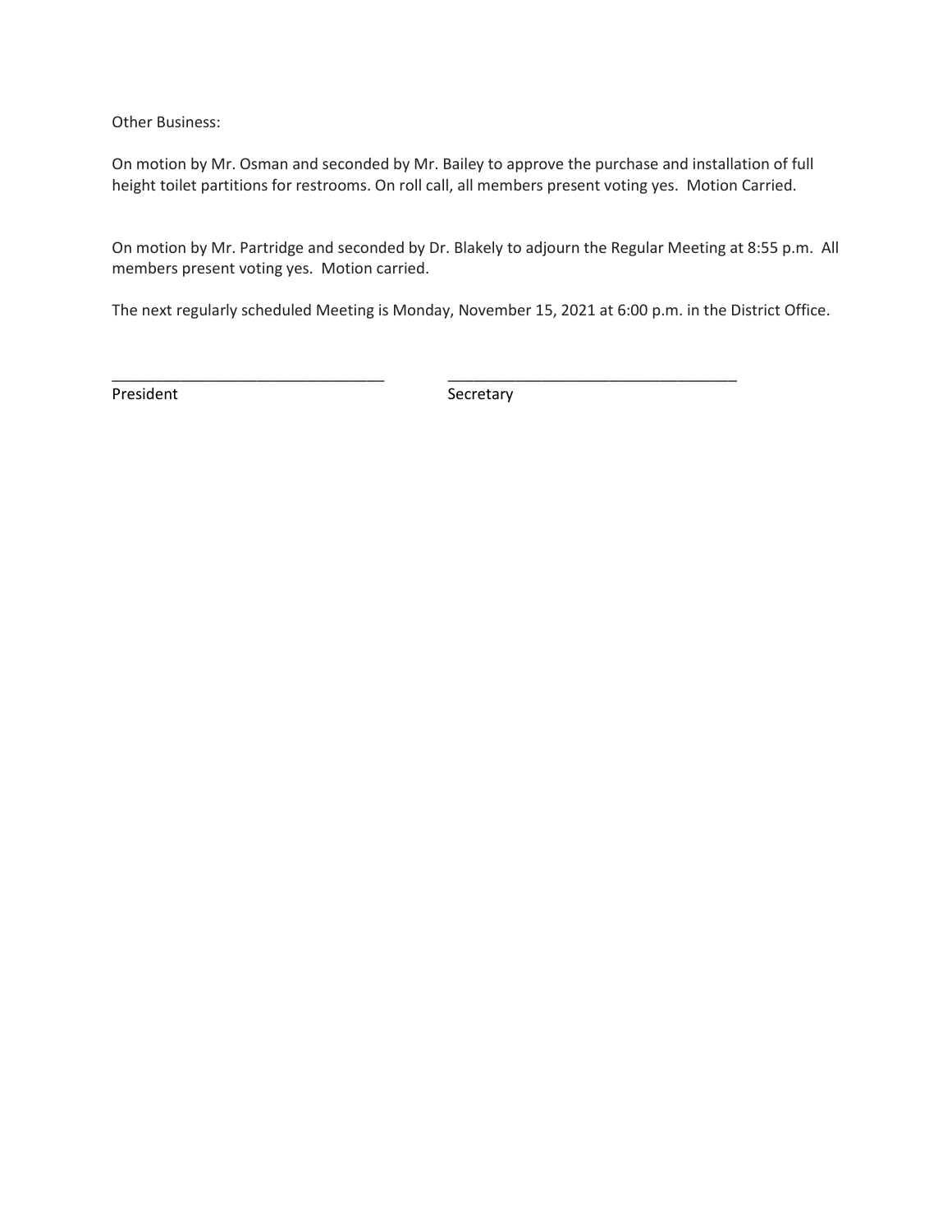Other Business:

On motion by Mr. Osman and seconded by Mr. Bailey to approve the purchase and installation of full height toilet partitions for restrooms. On roll call, all members present voting yes. Motion Carried.

On motion by Mr. Partridge and seconded by Dr. Blakely to adjourn the Regular Meeting at 8:55 p.m. All members present voting yes. Motion carried.

The next regularly scheduled Meeting is Monday, November 15, 2021 at 6:00 p.m. in the District Office.

________________________________ ________________________________

President Secretary